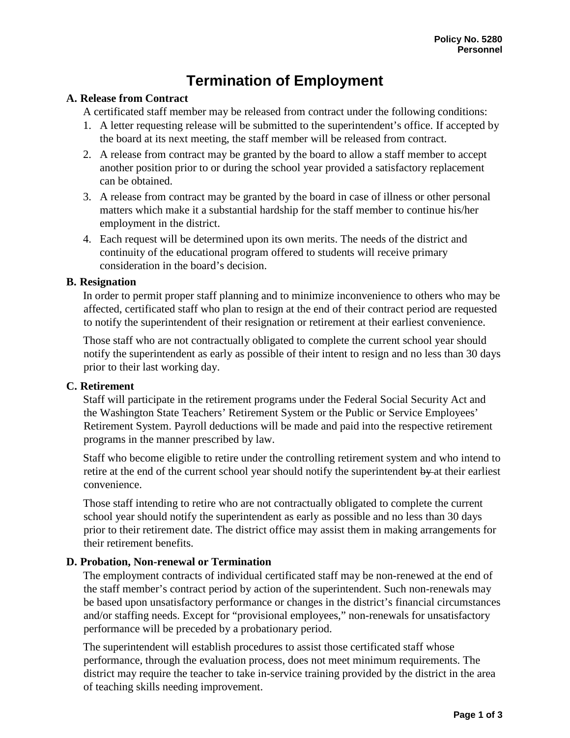**Policy No. 5280**
**Personnel**

# Termination of Employment

### A. Release from Contract

A certificated staff member may be released from contract under the following conditions:

1. A letter requesting release will be submitted to the superintendent's office. If accepted by the board at its next meeting, the staff member will be released from contract.
2. A release from contract may be granted by the board to allow a staff member to accept another position prior to or during the school year provided a satisfactory replacement can be obtained.
3. A release from contract may be granted by the board in case of illness or other personal matters which make it a substantial hardship for the staff member to continue his/her employment in the district.
4. Each request will be determined upon its own merits. The needs of the district and continuity of the educational program offered to students will receive primary consideration in the board's decision.

### B. Resignation

In order to permit proper staff planning and to minimize inconvenience to others who may be affected, certificated staff who plan to resign at the end of their contract period are requested to notify the superintendent of their resignation or retirement at their earliest convenience.

Those staff who are not contractually obligated to complete the current school year should notify the superintendent as early as possible of their intent to resign and no less than 30 days prior to their last working day.

### C. Retirement

Staff will participate in the retirement programs under the Federal Social Security Act and the Washington State Teachers' Retirement System or the Public or Service Employees' Retirement System. Payroll deductions will be made and paid into the respective retirement programs in the manner prescribed by law.

Staff who become eligible to retire under the controlling retirement system and who intend to retire at the end of the current school year should notify the superintendent ~~by~~ at their earliest convenience.

Those staff intending to retire who are not contractually obligated to complete the current school year should notify the superintendent as early as possible and no less than 30 days prior to their retirement date. The district office may assist them in making arrangements for their retirement benefits.

### D. Probation, Non-renewal or Termination

The employment contracts of individual certificated staff may be non-renewed at the end of the staff member's contract period by action of the superintendent. Such non-renewals may be based upon unsatisfactory performance or changes in the district's financial circumstances and/or staffing needs. Except for "provisional employees," non-renewals for unsatisfactory performance will be preceded by a probationary period.

The superintendent will establish procedures to assist those certificated staff whose performance, through the evaluation process, does not meet minimum requirements. The district may require the teacher to take in-service training provided by the district in the area of teaching skills needing improvement.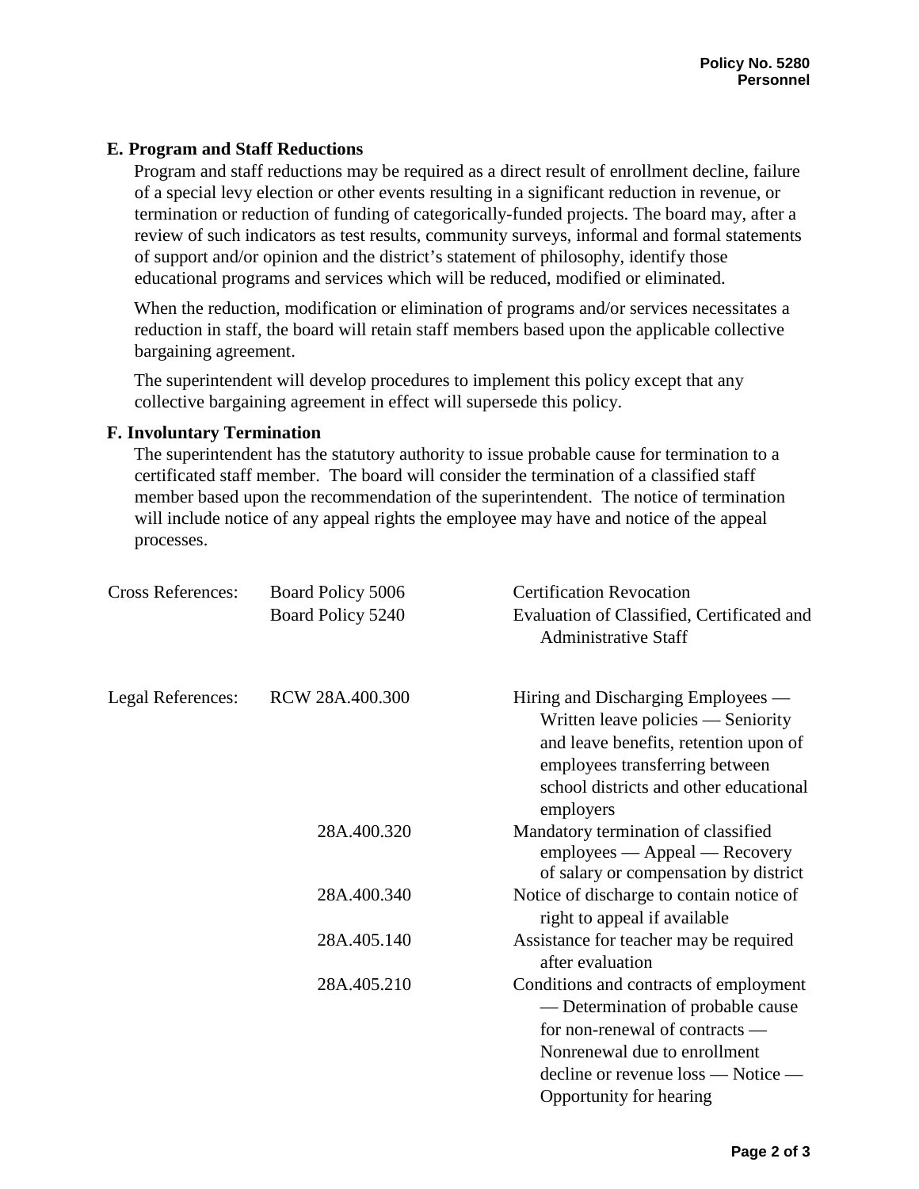### E. Program and Staff Reductions

Program and staff reductions may be required as a direct result of enrollment decline, failure of a special levy election or other events resulting in a significant reduction in revenue, or termination or reduction of funding of categorically-funded projects. The board may, after a review of such indicators as test results, community surveys, informal and formal statements of support and/or opinion and the district's statement of philosophy, identify those educational programs and services which will be reduced, modified or eliminated.

When the reduction, modification or elimination of programs and/or services necessitates a reduction in staff, the board will retain staff members based upon the applicable collective bargaining agreement.

The superintendent will develop procedures to implement this policy except that any collective bargaining agreement in effect will supersede this policy.

### F. Involuntary Termination

The superintendent has the statutory authority to issue probable cause for termination to a certificated staff member. The board will consider the termination of a classified staff member based upon the recommendation of the superintendent. The notice of termination will include notice of any appeal rights the employee may have and notice of the appeal processes.

| | | |
|---|---|---|
| Cross References: | Board Policy 5006 | Certification Revocation |
| | Board Policy 5240 | Evaluation of Classified, Certificated and Administrative Staff |
| Legal References: | RCW 28A.400.300 | Hiring and Discharging Employees — Written leave policies — Seniority and leave benefits, retention upon of employees transferring between school districts and other educational employers |
| | 28A.400.320 | Mandatory termination of classified employees — Appeal — Recovery of salary or compensation by district |
| | 28A.400.340 | Notice of discharge to contain notice of right to appeal if available |
| | 28A.405.140 | Assistance for teacher may be required after evaluation |
| | 28A.405.210 | Conditions and contracts of employment — Determination of probable cause for non-renewal of contracts — Nonrenewal due to enrollment decline or revenue loss — Notice — Opportunity for hearing |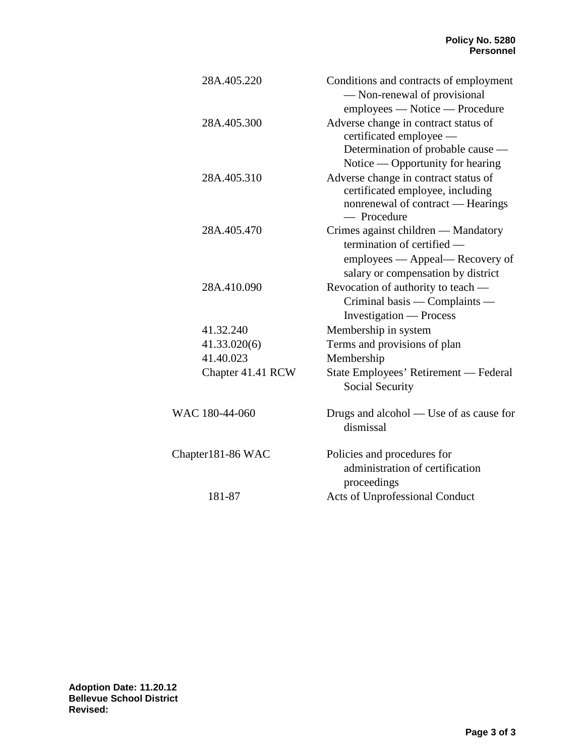| | |
|---|---|
| 28A.405.220 | Conditions and contracts of employment — Non-renewal of provisional employees — Notice — Procedure |
| 28A.405.300 | Adverse change in contract status of certificated employee — Determination of probable cause — Notice — Opportunity for hearing |
| 28A.405.310 | Adverse change in contract status of certificated employee, including nonrenewal of contract — Hearings — Procedure |
| 28A.405.470 | Crimes against children — Mandatory termination of certified — employees — Appeal— Recovery of salary or compensation by district |
| 28A.410.090 | Revocation of authority to teach — Criminal basis — Complaints — Investigation — Process |
| 41.32.240 | Membership in system |
| 41.33.020(6) | Terms and provisions of plan |
| 41.40.023 | Membership |
| Chapter 41.41 RCW | State Employees' Retirement — Federal Social Security |
| WAC 180-44-060 | Drugs and alcohol — Use of as cause for dismissal |
| Chapter181-86 WAC | Policies and procedures for administration of certification proceedings |
| 181-87 | Acts of Unprofessional Conduct |

**Adoption Date: 11.20.12**
**Bellevue School District**
**Revised:**